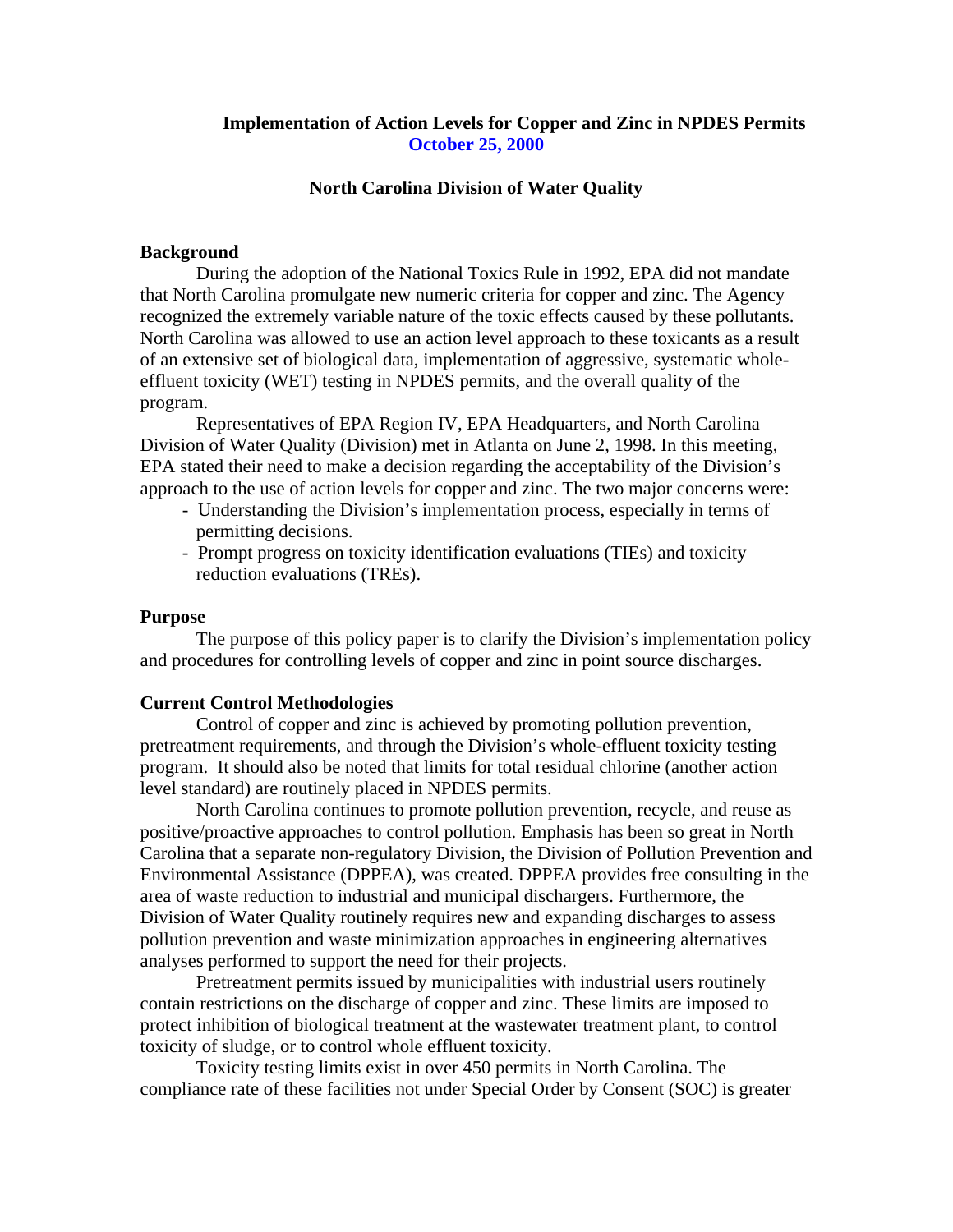# Implementation of Action Levels for Copper and Zinc in NPDES Permits

**October 25, 2000**

## North Carolina Division of Water Quality

### Background

During the adoption of the National Toxics Rule in 1992, EPA did not mandate that North Carolina promulgate new numeric criteria for copper and zinc. The Agency recognized the extremely variable nature of the toxic effects caused by these pollutants. North Carolina was allowed to use an action level approach to these toxicants as a result of an extensive set of biological data, implementation of aggressive, systematic whole-effluent toxicity (WET) testing in NPDES permits, and the overall quality of the program.

Representatives of EPA Region IV, EPA Headquarters, and North Carolina Division of Water Quality (Division) met in Atlanta on June 2, 1998. In this meeting, EPA stated their need to make a decision regarding the acceptability of the Division's approach to the use of action levels for copper and zinc. The two major concerns were:

- Understanding the Division's implementation process, especially in terms of permitting decisions.
- Prompt progress on toxicity identification evaluations (TIEs) and toxicity reduction evaluations (TREs).

### Purpose

The purpose of this policy paper is to clarify the Division's implementation policy and procedures for controlling levels of copper and zinc in point source discharges.

### Current Control Methodologies

Control of copper and zinc is achieved by promoting pollution prevention, pretreatment requirements, and through the Division's whole-effluent toxicity testing program. It should also be noted that limits for total residual chlorine (another action level standard) are routinely placed in NPDES permits.

North Carolina continues to promote pollution prevention, recycle, and reuse as positive/proactive approaches to control pollution. Emphasis has been so great in North Carolina that a separate non-regulatory Division, the Division of Pollution Prevention and Environmental Assistance (DPPEA), was created. DPPEA provides free consulting in the area of waste reduction to industrial and municipal dischargers. Furthermore, the Division of Water Quality routinely requires new and expanding discharges to assess pollution prevention and waste minimization approaches in engineering alternatives analyses performed to support the need for their projects.

Pretreatment permits issued by municipalities with industrial users routinely contain restrictions on the discharge of copper and zinc. These limits are imposed to protect inhibition of biological treatment at the wastewater treatment plant, to control toxicity of sludge, or to control whole effluent toxicity.

Toxicity testing limits exist in over 450 permits in North Carolina. The compliance rate of these facilities not under Special Order by Consent (SOC) is greater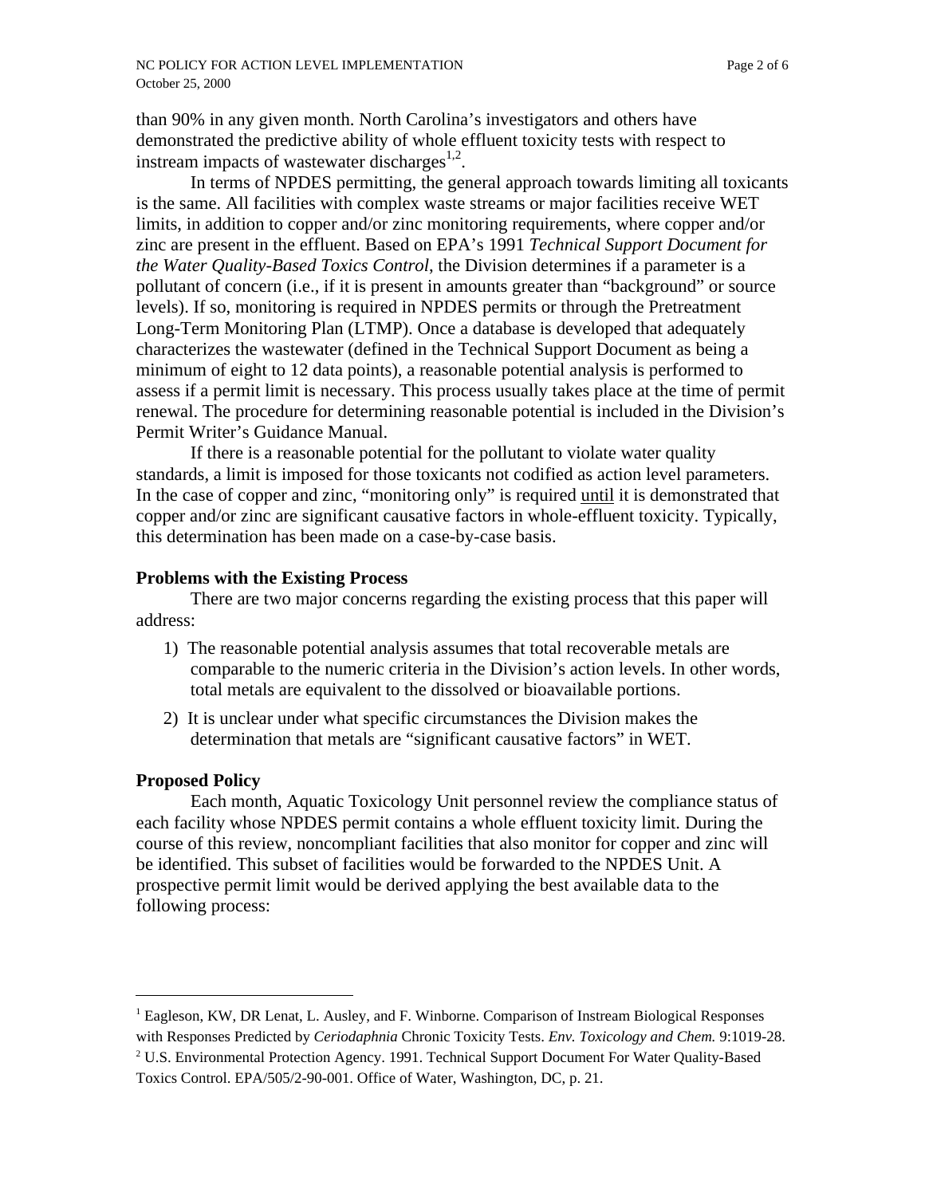than 90% in any given month. North Carolina's investigators and others have demonstrated the predictive ability of whole effluent toxicity tests with respect to instream impacts of wastewater discharges[1,2].

In terms of NPDES permitting, the general approach towards limiting all toxicants is the same. All facilities with complex waste streams or major facilities receive WET limits, in addition to copper and/or zinc monitoring requirements, where copper and/or zinc are present in the effluent. Based on EPA's 1991 *Technical Support Document for the Water Quality-Based Toxics Control*, the Division determines if a parameter is a pollutant of concern (i.e., if it is present in amounts greater than "background" or source levels). If so, monitoring is required in NPDES permits or through the Pretreatment Long-Term Monitoring Plan (LTMP). Once a database is developed that adequately characterizes the wastewater (defined in the Technical Support Document as being a minimum of eight to 12 data points), a reasonable potential analysis is performed to assess if a permit limit is necessary. This process usually takes place at the time of permit renewal. The procedure for determining reasonable potential is included in the Division's Permit Writer's Guidance Manual.

If there is a reasonable potential for the pollutant to violate water quality standards, a limit is imposed for those toxicants not codified as action level parameters. In the case of copper and zinc, "monitoring only" is required until it is demonstrated that copper and/or zinc are significant causative factors in whole-effluent toxicity. Typically, this determination has been made on a case-by-case basis.

**Problems with the Existing Process**

There are two major concerns regarding the existing process that this paper will address:

1) The reasonable potential analysis assumes that total recoverable metals are comparable to the numeric criteria in the Division's action levels. In other words, total metals are equivalent to the dissolved or bioavailable portions.
2) It is unclear under what specific circumstances the Division makes the determination that metals are "significant causative factors" in WET.

**Proposed Policy**

Each month, Aquatic Toxicology Unit personnel review the compliance status of each facility whose NPDES permit contains a whole effluent toxicity limit. During the course of this review, noncompliant facilities that also monitor for copper and zinc will be identified. This subset of facilities would be forwarded to the NPDES Unit. A prospective permit limit would be derived applying the best available data to the following process:

---

[1] Eagleson, KW, DR Lenat, L. Ausley, and F. Winborne. Comparison of Instream Biological Responses with Responses Predicted by *Ceriodaphnia* Chronic Toxicity Tests. *Env. Toxicology and Chem.* 9:1019-28.

[2] U.S. Environmental Protection Agency. 1991. Technical Support Document For Water Quality-Based Toxics Control. EPA/505/2-90-001. Office of Water, Washington, DC, p. 21.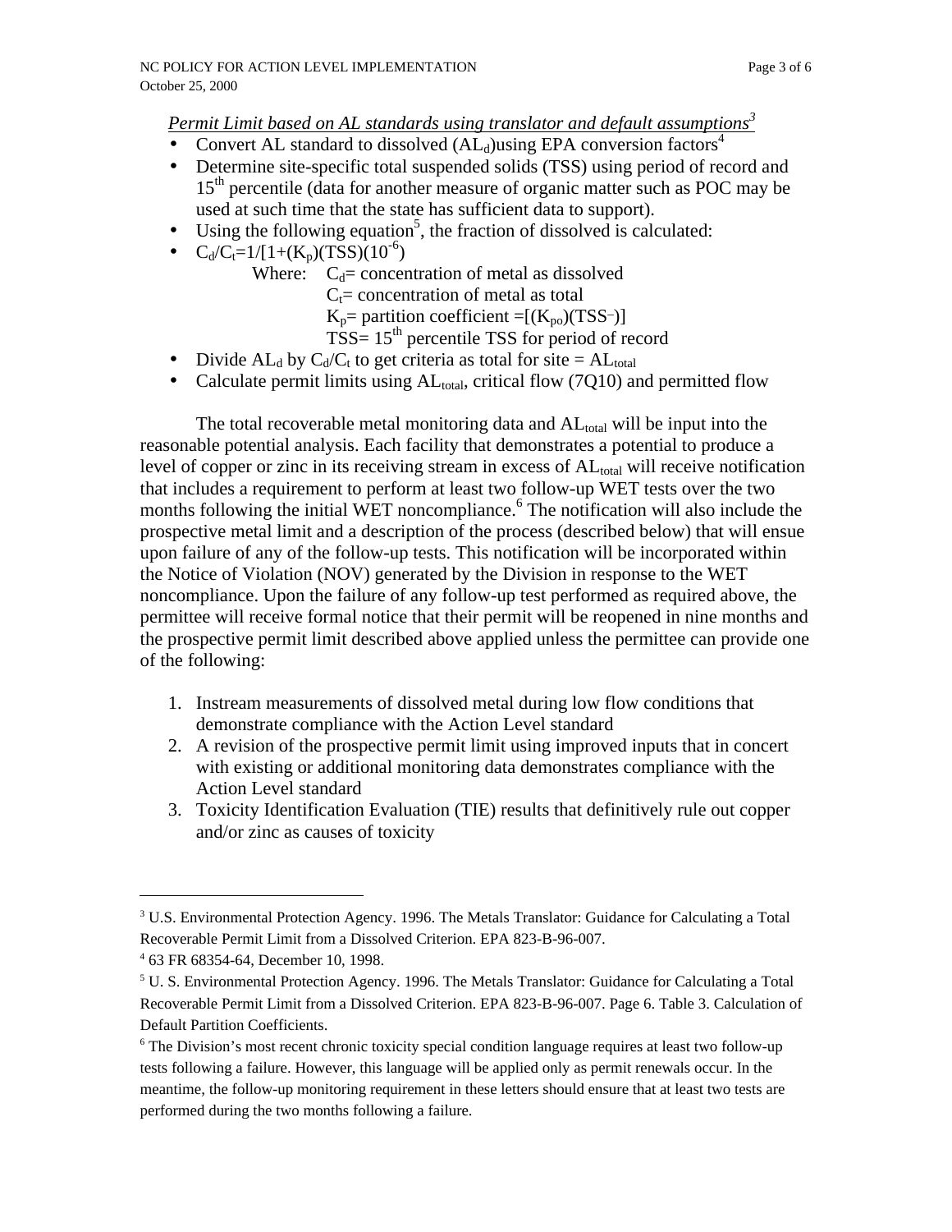*Permit Limit based on AL standards using translator and default assumptions*[3]

- Convert AL standard to dissolved ($AL_d$)using EPA conversion factors[4]
- Determine site-specific total suspended solids (TSS) using period of record and 15[th] percentile (data for another measure of organic matter such as POC may be used at such time that the state has sufficient data to support).
- Using the following equation[5], the fraction of dissolved is calculated:
- $C_d/C_t=1/[1+(K_p)(TSS)(10^{-6})$

  Where: $C_d$= concentration of metal as dissolved
  $C_t$= concentration of metal as total
  $K_p$= partition coefficient =$[(K_{po})(TSS^{-})]$
  TSS= 15[th] percentile TSS for period of record
- Divide $AL_d$ by $C_d/C_t$ to get criteria as total for site = $AL_{total}$
- Calculate permit limits using $AL_{total}$, critical flow (7Q10) and permitted flow

The total recoverable metal monitoring data and $AL_{total}$ will be input into the reasonable potential analysis. Each facility that demonstrates a potential to produce a level of copper or zinc in its receiving stream in excess of $AL_{total}$ will receive notification that includes a requirement to perform at least two follow-up WET tests over the two months following the initial WET noncompliance.[6] The notification will also include the prospective metal limit and a description of the process (described below) that will ensue upon failure of any of the follow-up tests. This notification will be incorporated within the Notice of Violation (NOV) generated by the Division in response to the WET noncompliance. Upon the failure of any follow-up test performed as required above, the permittee will receive formal notice that their permit will be reopened in nine months and the prospective permit limit described above applied unless the permittee can provide one of the following:

1. Instream measurements of dissolved metal during low flow conditions that demonstrate compliance with the Action Level standard
2. A revision of the prospective permit limit using improved inputs that in concert with existing or additional monitoring data demonstrates compliance with the Action Level standard
3. Toxicity Identification Evaluation (TIE) results that definitively rule out copper and/or zinc as causes of toxicity

---

[3] U.S. Environmental Protection Agency. 1996. The Metals Translator: Guidance for Calculating a Total Recoverable Permit Limit from a Dissolved Criterion. EPA 823-B-96-007.

[4] 63 FR 68354-64, December 10, 1998.

[5] U. S. Environmental Protection Agency. 1996. The Metals Translator: Guidance for Calculating a Total Recoverable Permit Limit from a Dissolved Criterion. EPA 823-B-96-007. Page 6. Table 3. Calculation of Default Partition Coefficients.

[6] The Division's most recent chronic toxicity special condition language requires at least two follow-up tests following a failure. However, this language will be applied only as permit renewals occur. In the meantime, the follow-up monitoring requirement in these letters should ensure that at least two tests are performed during the two months following a failure.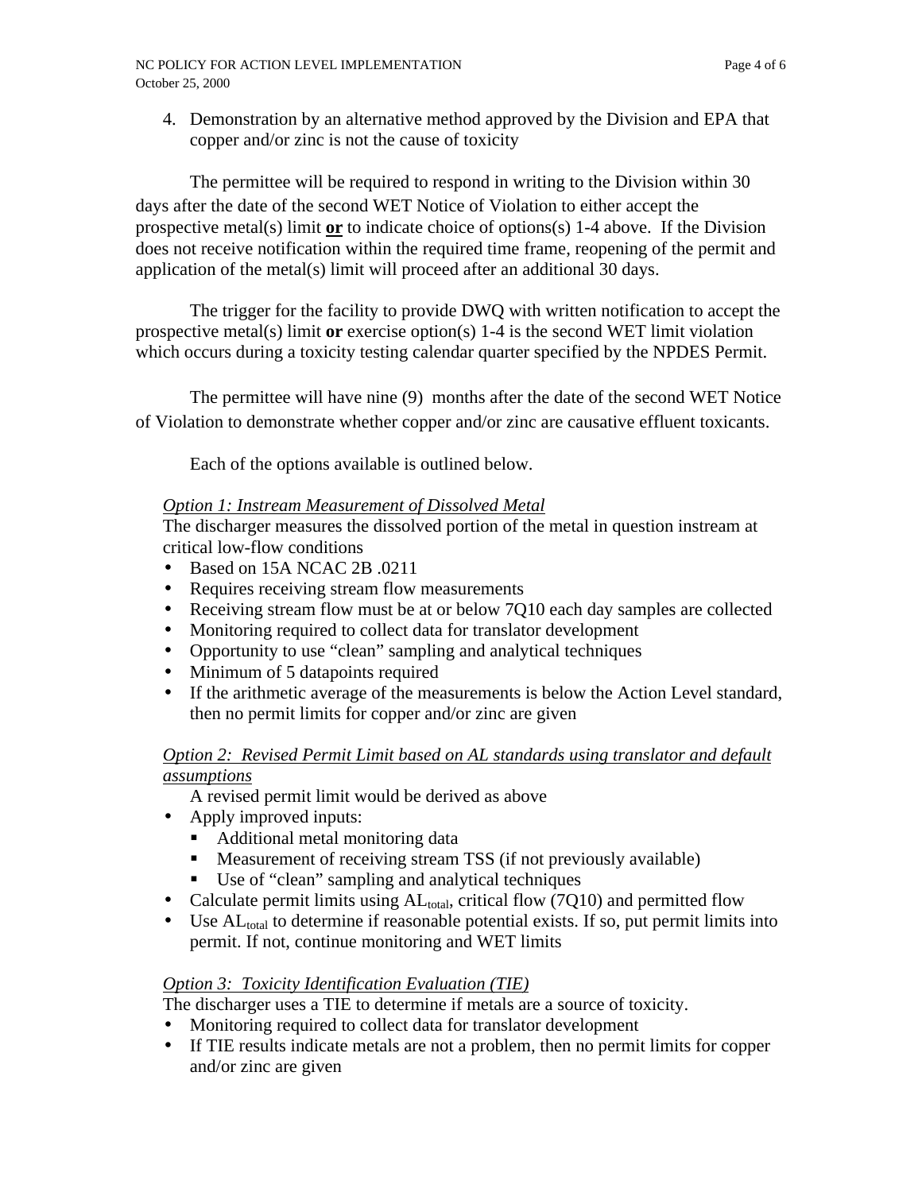4. Demonstration by an alternative method approved by the Division and EPA that copper and/or zinc is not the cause of toxicity

The permittee will be required to respond in writing to the Division within 30 days after the date of the second WET Notice of Violation to either accept the prospective metal(s) limit **<u>or</u>** to indicate choice of options(s) 1-4 above. If the Division does not receive notification within the required time frame, reopening of the permit and application of the metal(s) limit will proceed after an additional 30 days.

The trigger for the facility to provide DWQ with written notification to accept the prospective metal(s) limit **or** exercise option(s) 1-4 is the second WET limit violation which occurs during a toxicity testing calendar quarter specified by the NPDES Permit.

The permittee will have nine (9) months after the date of the second WET Notice of Violation to demonstrate whether copper and/or zinc are causative effluent toxicants.

Each of the options available is outlined below.

*<u>Option 1: Instream Measurement of Dissolved Metal</u>*

The discharger measures the dissolved portion of the metal in question instream at critical low-flow conditions

- Based on 15A NCAC 2B .0211
- Requires receiving stream flow measurements
- Receiving stream flow must be at or below 7Q10 each day samples are collected
- Monitoring required to collect data for translator development
- Opportunity to use "clean" sampling and analytical techniques
- Minimum of 5 datapoints required
- If the arithmetic average of the measurements is below the Action Level standard, then no permit limits for copper and/or zinc are given

*<u>Option 2: Revised Permit Limit based on AL standards using translator and default assumptions</u>*

A revised permit limit would be derived as above

- Apply improved inputs:
  - Additional metal monitoring data
  - Measurement of receiving stream TSS (if not previously available)
  - Use of "clean" sampling and analytical techniques
- Calculate permit limits using $AL_{total}$, critical flow (7Q10) and permitted flow
- Use $AL_{total}$ to determine if reasonable potential exists. If so, put permit limits into permit. If not, continue monitoring and WET limits

*<u>Option 3: Toxicity Identification Evaluation (TIE)</u>*

The discharger uses a TIE to determine if metals are a source of toxicity.

- Monitoring required to collect data for translator development
- If TIE results indicate metals are not a problem, then no permit limits for copper and/or zinc are given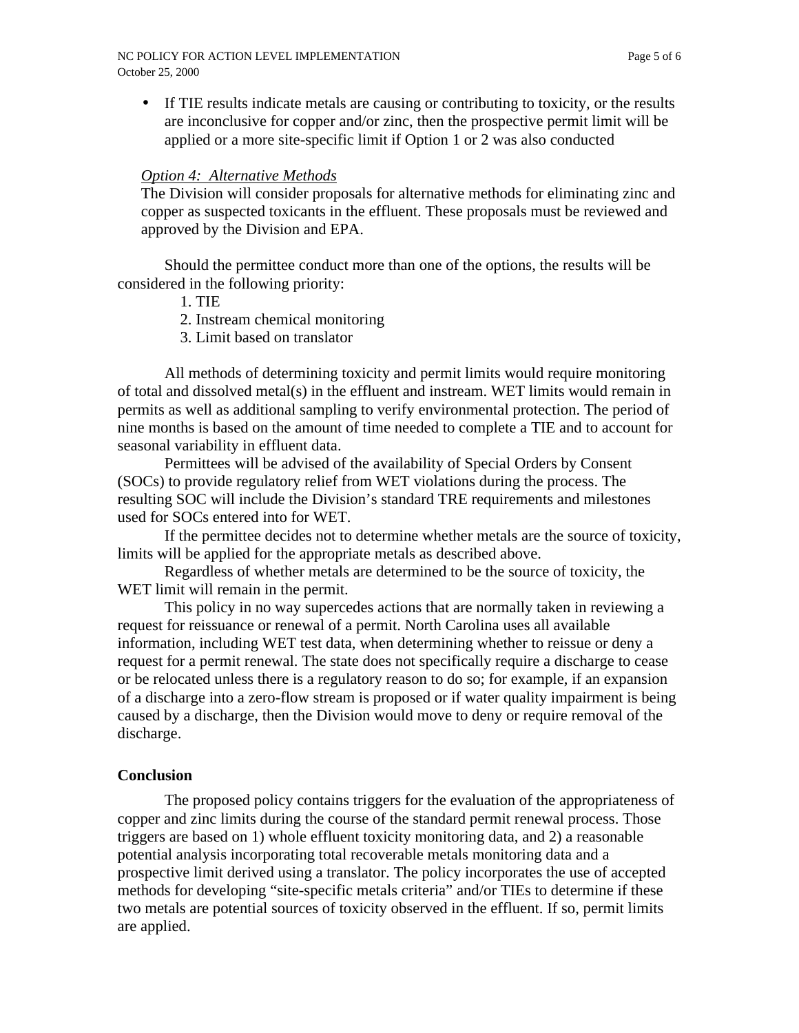- If TIE results indicate metals are causing or contributing to toxicity, or the results are inconclusive for copper and/or zinc, then the prospective permit limit will be applied or a more site-specific limit if Option 1 or 2 was also conducted

*Option 4: Alternative Methods*

The Division will consider proposals for alternative methods for eliminating zinc and copper as suspected toxicants in the effluent. These proposals must be reviewed and approved by the Division and EPA.

Should the permittee conduct more than one of the options, the results will be considered in the following priority:

1. TIE
2. Instream chemical monitoring
3. Limit based on translator

All methods of determining toxicity and permit limits would require monitoring of total and dissolved metal(s) in the effluent and instream. WET limits would remain in permits as well as additional sampling to verify environmental protection. The period of nine months is based on the amount of time needed to complete a TIE and to account for seasonal variability in effluent data.

Permittees will be advised of the availability of Special Orders by Consent (SOCs) to provide regulatory relief from WET violations during the process. The resulting SOC will include the Division's standard TRE requirements and milestones used for SOCs entered into for WET.

If the permittee decides not to determine whether metals are the source of toxicity, limits will be applied for the appropriate metals as described above.

Regardless of whether metals are determined to be the source of toxicity, the WET limit will remain in the permit.

This policy in no way supercedes actions that are normally taken in reviewing a request for reissuance or renewal of a permit. North Carolina uses all available information, including WET test data, when determining whether to reissue or deny a request for a permit renewal. The state does not specifically require a discharge to cease or be relocated unless there is a regulatory reason to do so; for example, if an expansion of a discharge into a zero-flow stream is proposed or if water quality impairment is being caused by a discharge, then the Division would move to deny or require removal of the discharge.

## Conclusion

The proposed policy contains triggers for the evaluation of the appropriateness of copper and zinc limits during the course of the standard permit renewal process. Those triggers are based on 1) whole effluent toxicity monitoring data, and 2) a reasonable potential analysis incorporating total recoverable metals monitoring data and a prospective limit derived using a translator. The policy incorporates the use of accepted methods for developing "site-specific metals criteria" and/or TIEs to determine if these two metals are potential sources of toxicity observed in the effluent. If so, permit limits are applied.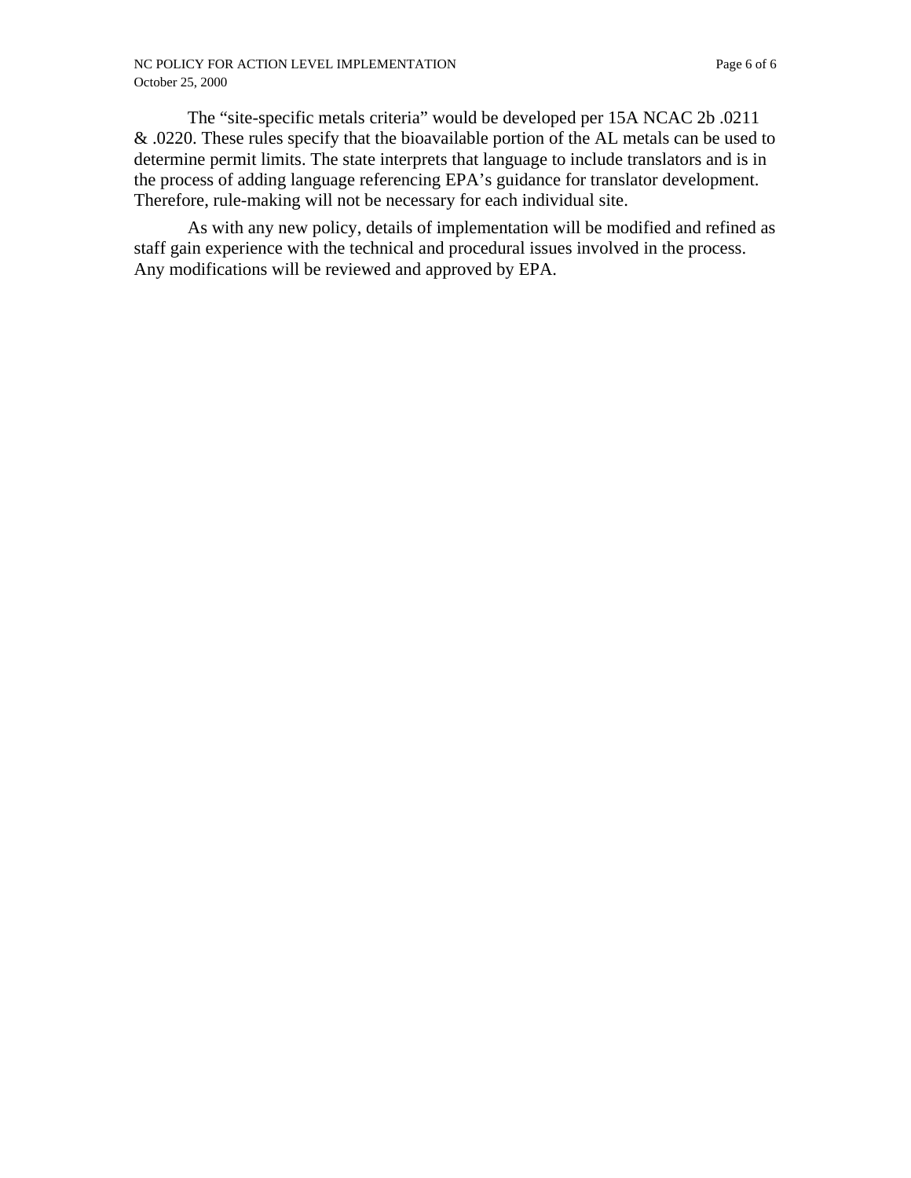The "site-specific metals criteria" would be developed per 15A NCAC 2b .0211 & .0220. These rules specify that the bioavailable portion of the AL metals can be used to determine permit limits. The state interprets that language to include translators and is in the process of adding language referencing EPA's guidance for translator development. Therefore, rule-making will not be necessary for each individual site.

As with any new policy, details of implementation will be modified and refined as staff gain experience with the technical and procedural issues involved in the process. Any modifications will be reviewed and approved by EPA.